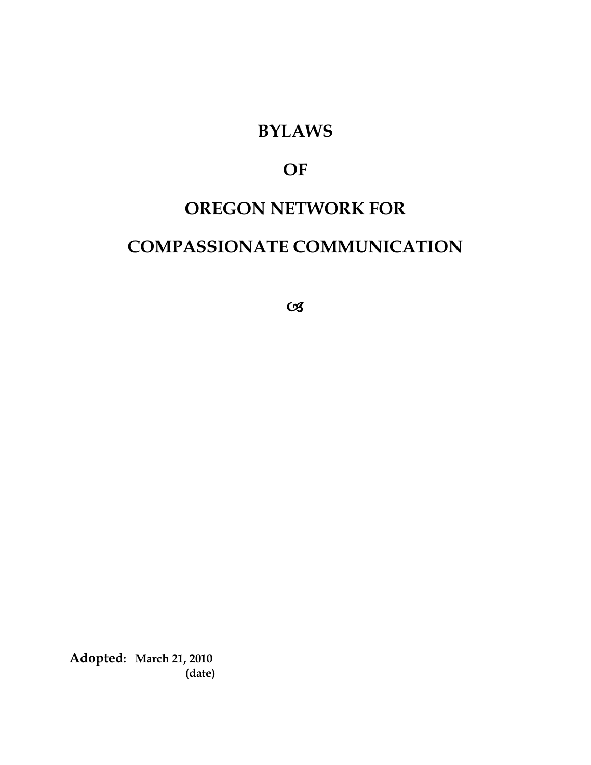# BYLAWS

# OF

# OREGON NETWORK FOR

# COMPASSIONATE COMMUNICATION

**Adopted:** **March 21, 2010**
**(date)**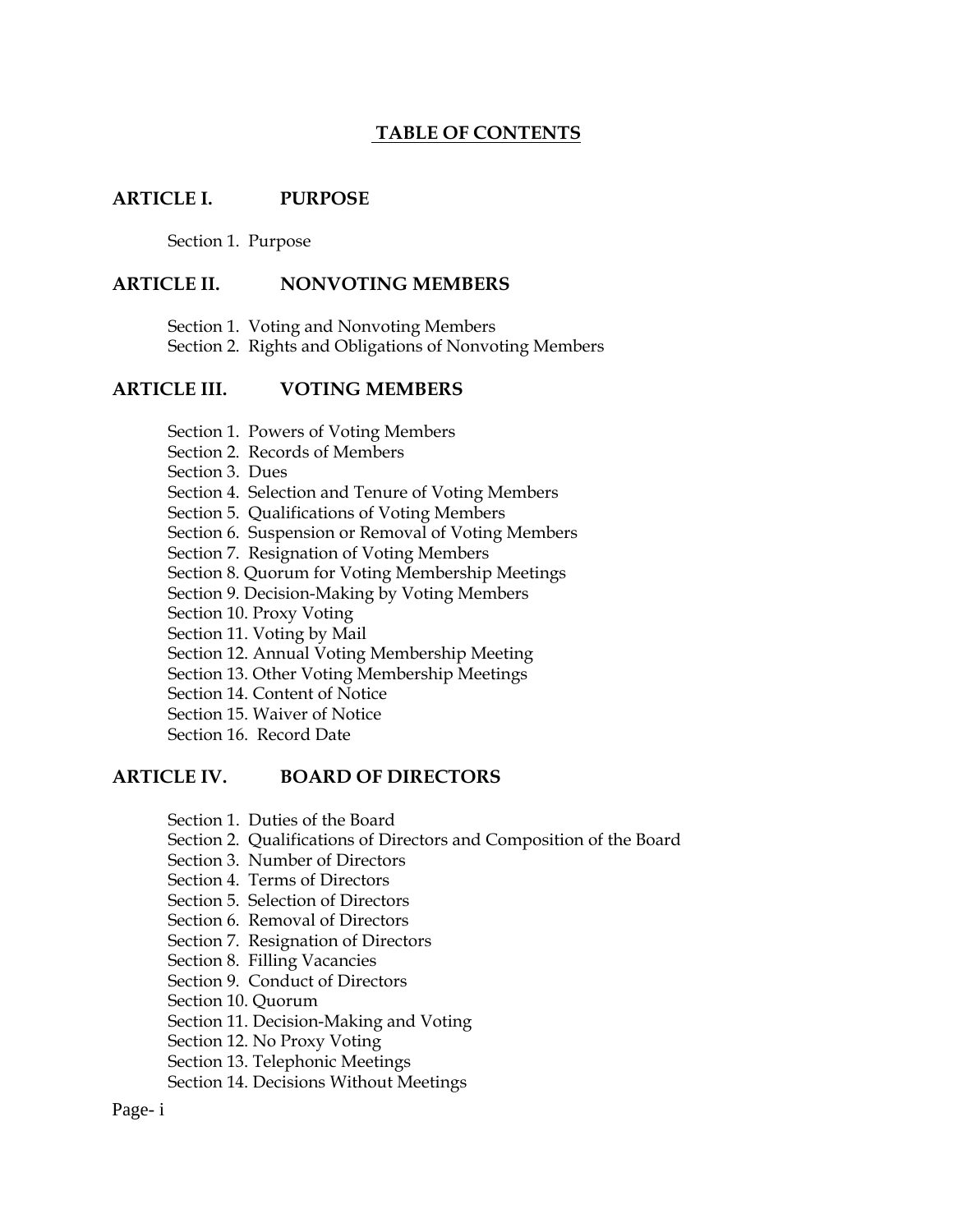# TABLE OF CONTENTS

## ARTICLE I. PURPOSE

Section 1. Purpose

## ARTICLE II. NONVOTING MEMBERS

Section 1. Voting and Nonvoting Members
Section 2. Rights and Obligations of Nonvoting Members

## ARTICLE III. VOTING MEMBERS

Section 1. Powers of Voting Members
Section 2. Records of Members
Section 3. Dues
Section 4. Selection and Tenure of Voting Members
Section 5. Qualifications of Voting Members
Section 6. Suspension or Removal of Voting Members
Section 7. Resignation of Voting Members
Section 8. Quorum for Voting Membership Meetings
Section 9. Decision-Making by Voting Members
Section 10. Proxy Voting
Section 11. Voting by Mail
Section 12. Annual Voting Membership Meeting
Section 13. Other Voting Membership Meetings
Section 14. Content of Notice
Section 15. Waiver of Notice
Section 16. Record Date

## ARTICLE IV. BOARD OF DIRECTORS

Section 1. Duties of the Board
Section 2. Qualifications of Directors and Composition of the Board
Section 3. Number of Directors
Section 4. Terms of Directors
Section 5. Selection of Directors
Section 6. Removal of Directors
Section 7. Resignation of Directors
Section 8. Filling Vacancies
Section 9. Conduct of Directors
Section 10. Quorum
Section 11. Decision-Making and Voting
Section 12. No Proxy Voting
Section 13. Telephonic Meetings
Section 14. Decisions Without Meetings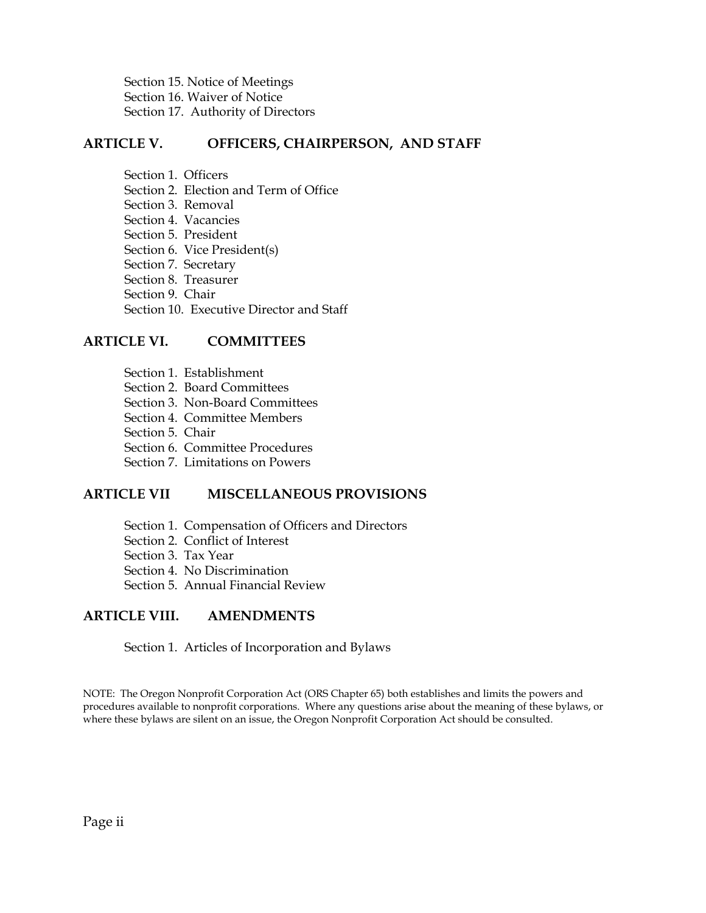Section 15. Notice of Meetings
Section 16. Waiver of Notice
Section 17. Authority of Directors

## ARTICLE V. OFFICERS, CHAIRPERSON, AND STAFF

Section 1. Officers
Section 2. Election and Term of Office
Section 3. Removal
Section 4. Vacancies
Section 5. President
Section 6. Vice President(s)
Section 7. Secretary
Section 8. Treasurer
Section 9. Chair
Section 10. Executive Director and Staff

## ARTICLE VI. COMMITTEES

Section 1. Establishment
Section 2. Board Committees
Section 3. Non-Board Committees
Section 4. Committee Members
Section 5. Chair
Section 6. Committee Procedures
Section 7. Limitations on Powers

## ARTICLE VII MISCELLANEOUS PROVISIONS

Section 1. Compensation of Officers and Directors
Section 2. Conflict of Interest
Section 3. Tax Year
Section 4. No Discrimination
Section 5. Annual Financial Review

## ARTICLE VIII. AMENDMENTS

Section 1. Articles of Incorporation and Bylaws

NOTE: The Oregon Nonprofit Corporation Act (ORS Chapter 65) both establishes and limits the powers and procedures available to nonprofit corporations. Where any questions arise about the meaning of these bylaws, or where these bylaws are silent on an issue, the Oregon Nonprofit Corporation Act should be consulted.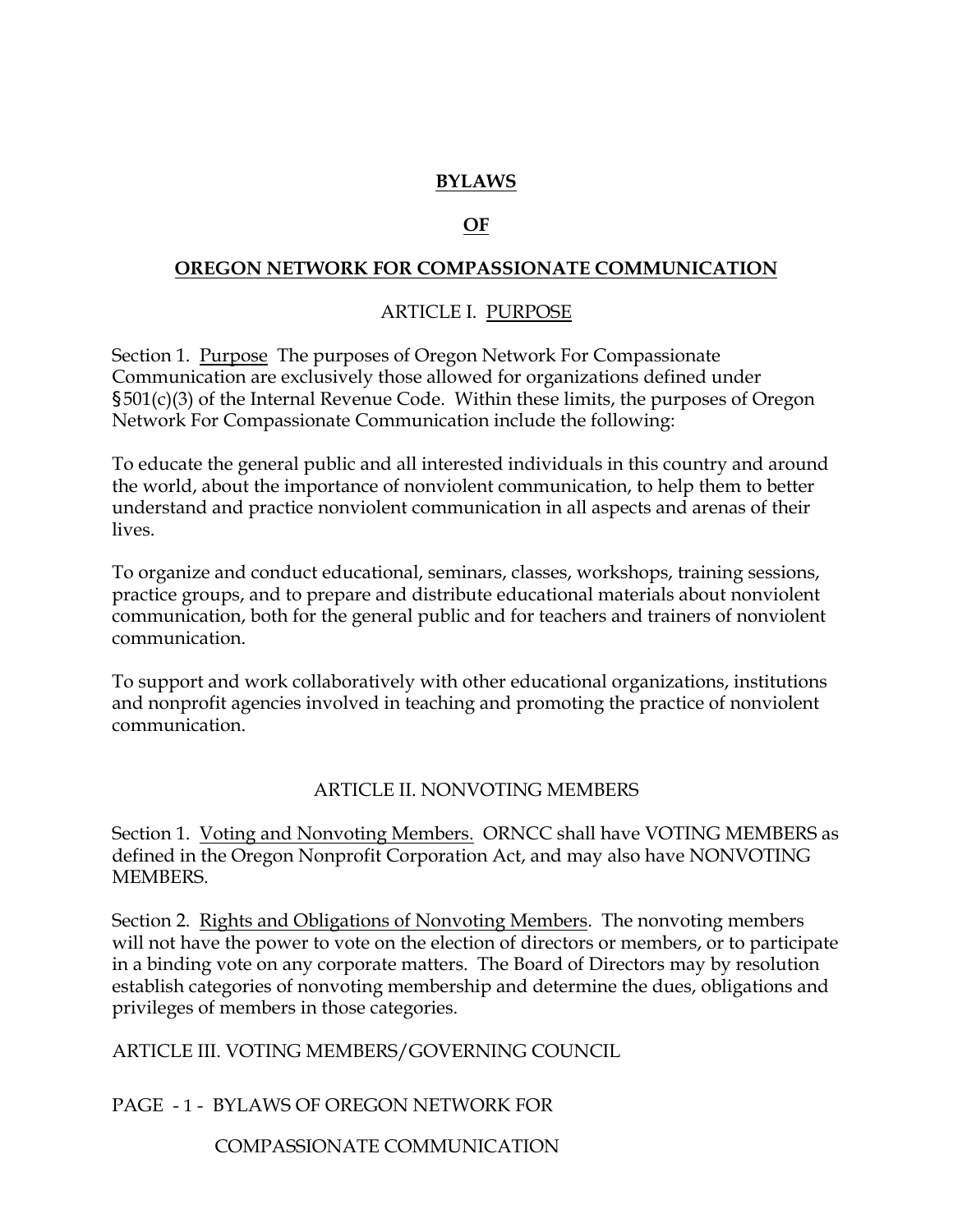**BYLAWS**

**OF**

**OREGON NETWORK FOR COMPASSIONATE COMMUNICATION**

ARTICLE I. PURPOSE

Section 1. Purpose The purposes of Oregon Network For Compassionate Communication are exclusively those allowed for organizations defined under §501(c)(3) of the Internal Revenue Code. Within these limits, the purposes of Oregon Network For Compassionate Communication include the following:

To educate the general public and all interested individuals in this country and around the world, about the importance of nonviolent communication, to help them to better understand and practice nonviolent communication in all aspects and arenas of their lives.

To organize and conduct educational, seminars, classes, workshops, training sessions, practice groups, and to prepare and distribute educational materials about nonviolent communication, both for the general public and for teachers and trainers of nonviolent communication.

To support and work collaboratively with other educational organizations, institutions and nonprofit agencies involved in teaching and promoting the practice of nonviolent communication.

ARTICLE II. NONVOTING MEMBERS

Section 1. Voting and Nonvoting Members. ORNCC shall have VOTING MEMBERS as defined in the Oregon Nonprofit Corporation Act, and may also have NONVOTING MEMBERS.

Section 2. Rights and Obligations of Nonvoting Members. The nonvoting members will not have the power to vote on the election of directors or members, or to participate in a binding vote on any corporate matters. The Board of Directors may by resolution establish categories of nonvoting membership and determine the dues, obligations and privileges of members in those categories.

ARTICLE III. VOTING MEMBERS/GOVERNING COUNCIL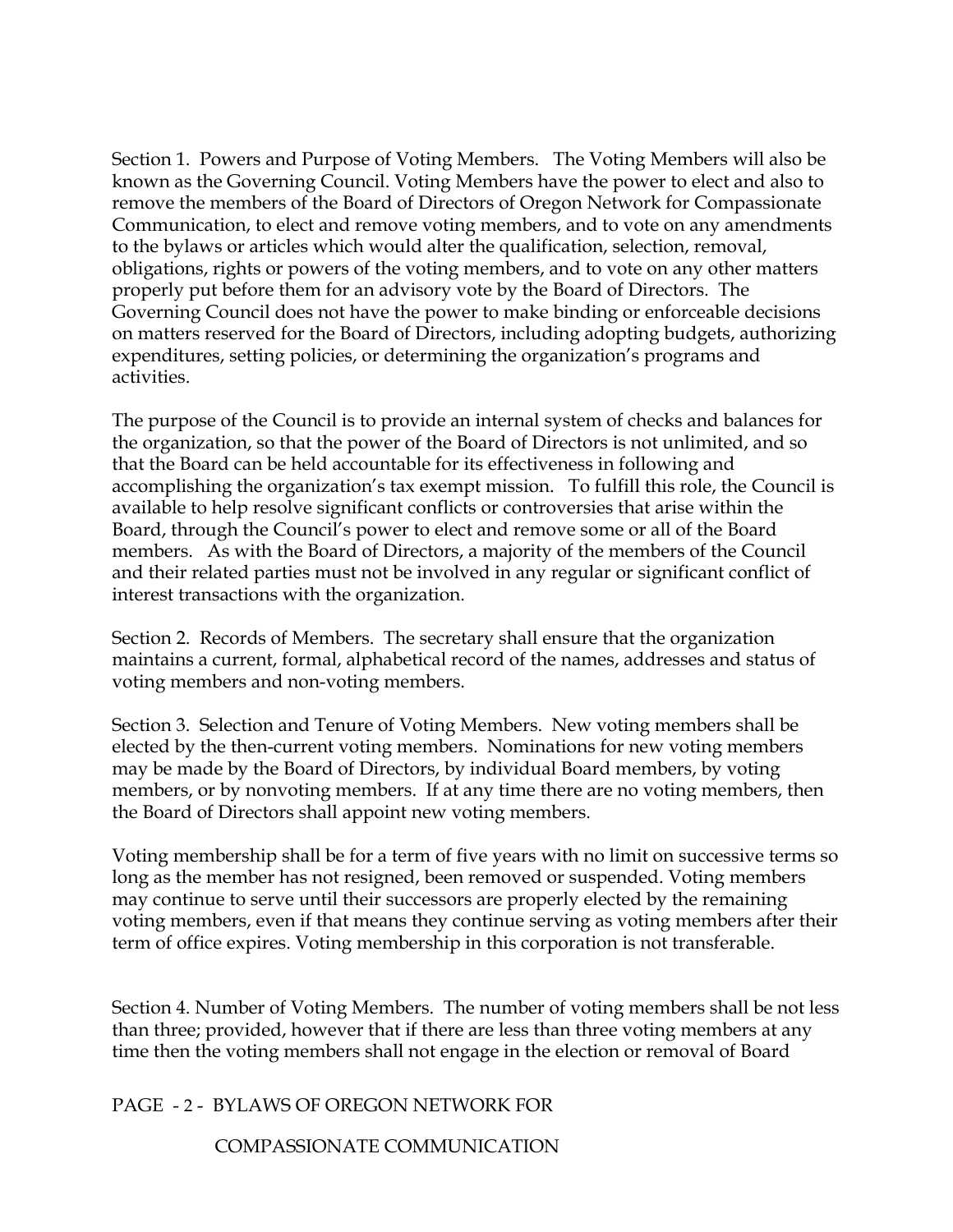Section 1. Powers and Purpose of Voting Members. The Voting Members will also be known as the Governing Council. Voting Members have the power to elect and also to remove the members of the Board of Directors of Oregon Network for Compassionate Communication, to elect and remove voting members, and to vote on any amendments to the bylaws or articles which would alter the qualification, selection, removal, obligations, rights or powers of the voting members, and to vote on any other matters properly put before them for an advisory vote by the Board of Directors. The Governing Council does not have the power to make binding or enforceable decisions on matters reserved for the Board of Directors, including adopting budgets, authorizing expenditures, setting policies, or determining the organization's programs and activities.

The purpose of the Council is to provide an internal system of checks and balances for the organization, so that the power of the Board of Directors is not unlimited, and so that the Board can be held accountable for its effectiveness in following and accomplishing the organization's tax exempt mission. To fulfill this role, the Council is available to help resolve significant conflicts or controversies that arise within the Board, through the Council's power to elect and remove some or all of the Board members. As with the Board of Directors, a majority of the members of the Council and their related parties must not be involved in any regular or significant conflict of interest transactions with the organization.

Section 2. Records of Members. The secretary shall ensure that the organization maintains a current, formal, alphabetical record of the names, addresses and status of voting members and non-voting members.

Section 3. Selection and Tenure of Voting Members. New voting members shall be elected by the then-current voting members. Nominations for new voting members may be made by the Board of Directors, by individual Board members, by voting members, or by nonvoting members. If at any time there are no voting members, then the Board of Directors shall appoint new voting members.

Voting membership shall be for a term of five years with no limit on successive terms so long as the member has not resigned, been removed or suspended. Voting members may continue to serve until their successors are properly elected by the remaining voting members, even if that means they continue serving as voting members after their term of office expires. Voting membership in this corporation is not transferable.

Section 4. Number of Voting Members. The number of voting members shall be not less than three; provided, however that if there are less than three voting members at any time then the voting members shall not engage in the election or removal of Board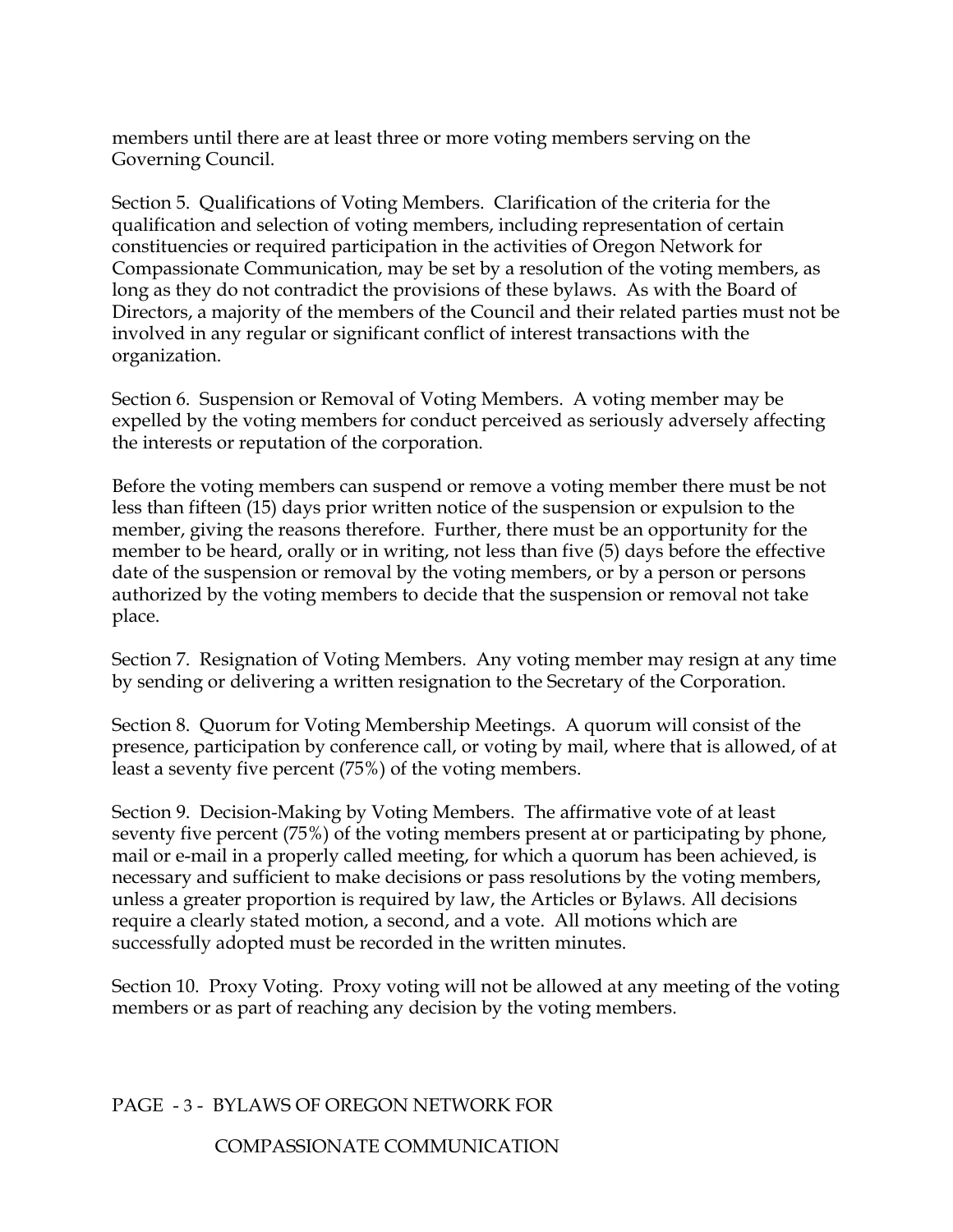members until there are at least three or more voting members serving on the Governing Council.

Section 5. Qualifications of Voting Members. Clarification of the criteria for the qualification and selection of voting members, including representation of certain constituencies or required participation in the activities of Oregon Network for Compassionate Communication, may be set by a resolution of the voting members, as long as they do not contradict the provisions of these bylaws. As with the Board of Directors, a majority of the members of the Council and their related parties must not be involved in any regular or significant conflict of interest transactions with the organization.

Section 6. Suspension or Removal of Voting Members. A voting member may be expelled by the voting members for conduct perceived as seriously adversely affecting the interests or reputation of the corporation.

Before the voting members can suspend or remove a voting member there must be not less than fifteen (15) days prior written notice of the suspension or expulsion to the member, giving the reasons therefore. Further, there must be an opportunity for the member to be heard, orally or in writing, not less than five (5) days before the effective date of the suspension or removal by the voting members, or by a person or persons authorized by the voting members to decide that the suspension or removal not take place.

Section 7. Resignation of Voting Members. Any voting member may resign at any time by sending or delivering a written resignation to the Secretary of the Corporation.

Section 8. Quorum for Voting Membership Meetings. A quorum will consist of the presence, participation by conference call, or voting by mail, where that is allowed, of at least a seventy five percent (75%) of the voting members.

Section 9. Decision-Making by Voting Members. The affirmative vote of at least seventy five percent (75%) of the voting members present at or participating by phone, mail or e-mail in a properly called meeting, for which a quorum has been achieved, is necessary and sufficient to make decisions or pass resolutions by the voting members, unless a greater proportion is required by law, the Articles or Bylaws. All decisions require a clearly stated motion, a second, and a vote. All motions which are successfully adopted must be recorded in the written minutes.

Section 10. Proxy Voting. Proxy voting will not be allowed at any meeting of the voting members or as part of reaching any decision by the voting members.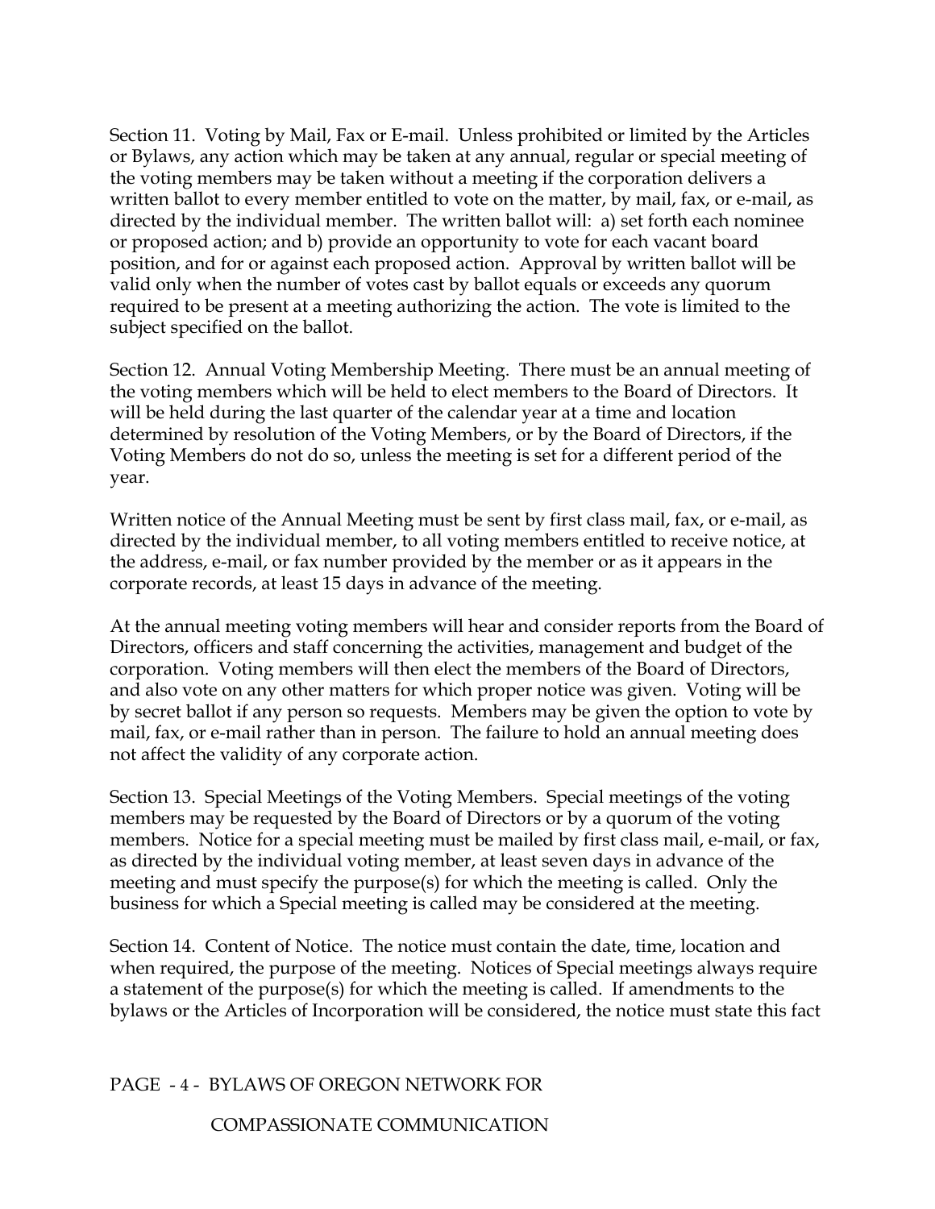Section 11. Voting by Mail, Fax or E-mail. Unless prohibited or limited by the Articles or Bylaws, any action which may be taken at any annual, regular or special meeting of the voting members may be taken without a meeting if the corporation delivers a written ballot to every member entitled to vote on the matter, by mail, fax, or e-mail, as directed by the individual member. The written ballot will: a) set forth each nominee or proposed action; and b) provide an opportunity to vote for each vacant board position, and for or against each proposed action. Approval by written ballot will be valid only when the number of votes cast by ballot equals or exceeds any quorum required to be present at a meeting authorizing the action. The vote is limited to the subject specified on the ballot.

Section 12. Annual Voting Membership Meeting. There must be an annual meeting of the voting members which will be held to elect members to the Board of Directors. It will be held during the last quarter of the calendar year at a time and location determined by resolution of the Voting Members, or by the Board of Directors, if the Voting Members do not do so, unless the meeting is set for a different period of the year.

Written notice of the Annual Meeting must be sent by first class mail, fax, or e-mail, as directed by the individual member, to all voting members entitled to receive notice, at the address, e-mail, or fax number provided by the member or as it appears in the corporate records, at least 15 days in advance of the meeting.

At the annual meeting voting members will hear and consider reports from the Board of Directors, officers and staff concerning the activities, management and budget of the corporation. Voting members will then elect the members of the Board of Directors, and also vote on any other matters for which proper notice was given. Voting will be by secret ballot if any person so requests. Members may be given the option to vote by mail, fax, or e-mail rather than in person. The failure to hold an annual meeting does not affect the validity of any corporate action.

Section 13. Special Meetings of the Voting Members. Special meetings of the voting members may be requested by the Board of Directors or by a quorum of the voting members. Notice for a special meeting must be mailed by first class mail, e-mail, or fax, as directed by the individual voting member, at least seven days in advance of the meeting and must specify the purpose(s) for which the meeting is called. Only the business for which a Special meeting is called may be considered at the meeting.

Section 14. Content of Notice. The notice must contain the date, time, location and when required, the purpose of the meeting. Notices of Special meetings always require a statement of the purpose(s) for which the meeting is called. If amendments to the bylaws or the Articles of Incorporation will be considered, the notice must state this fact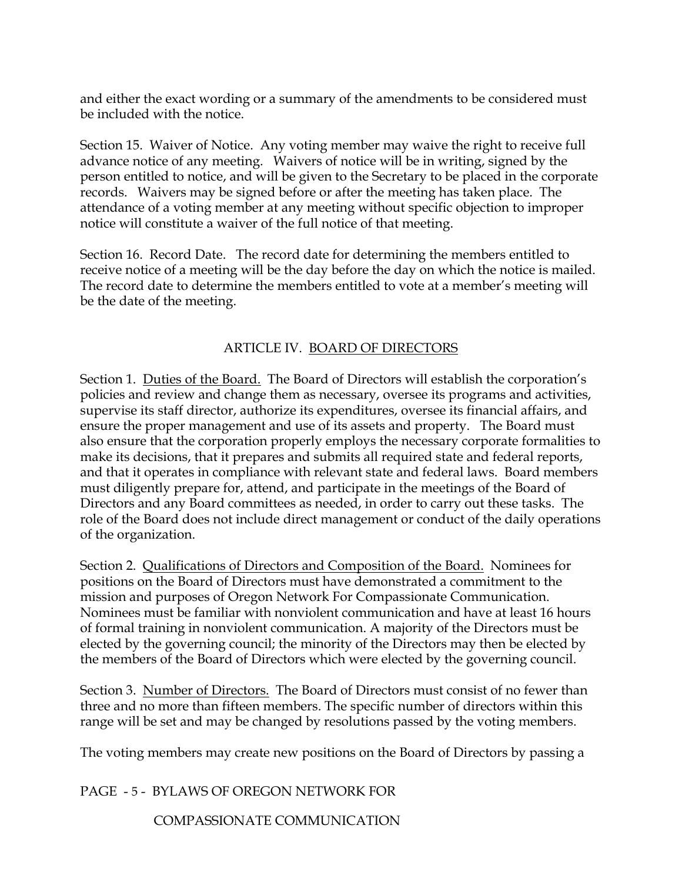and either the exact wording or a summary of the amendments to be considered must be included with the notice.

Section 15. Waiver of Notice. Any voting member may waive the right to receive full advance notice of any meeting. Waivers of notice will be in writing, signed by the person entitled to notice, and will be given to the Secretary to be placed in the corporate records. Waivers may be signed before or after the meeting has taken place. The attendance of a voting member at any meeting without specific objection to improper notice will constitute a waiver of the full notice of that meeting.

Section 16. Record Date. The record date for determining the members entitled to receive notice of a meeting will be the day before the day on which the notice is mailed. The record date to determine the members entitled to vote at a member's meeting will be the date of the meeting.

## ARTICLE IV. BOARD OF DIRECTORS

Section 1. Duties of the Board. The Board of Directors will establish the corporation's policies and review and change them as necessary, oversee its programs and activities, supervise its staff director, authorize its expenditures, oversee its financial affairs, and ensure the proper management and use of its assets and property. The Board must also ensure that the corporation properly employs the necessary corporate formalities to make its decisions, that it prepares and submits all required state and federal reports, and that it operates in compliance with relevant state and federal laws. Board members must diligently prepare for, attend, and participate in the meetings of the Board of Directors and any Board committees as needed, in order to carry out these tasks. The role of the Board does not include direct management or conduct of the daily operations of the organization.

Section 2. Qualifications of Directors and Composition of the Board. Nominees for positions on the Board of Directors must have demonstrated a commitment to the mission and purposes of Oregon Network For Compassionate Communication. Nominees must be familiar with nonviolent communication and have at least 16 hours of formal training in nonviolent communication. A majority of the Directors must be elected by the governing council; the minority of the Directors may then be elected by the members of the Board of Directors which were elected by the governing council.

Section 3. Number of Directors. The Board of Directors must consist of no fewer than three and no more than fifteen members. The specific number of directors within this range will be set and may be changed by resolutions passed by the voting members.

The voting members may create new positions on the Board of Directors by passing a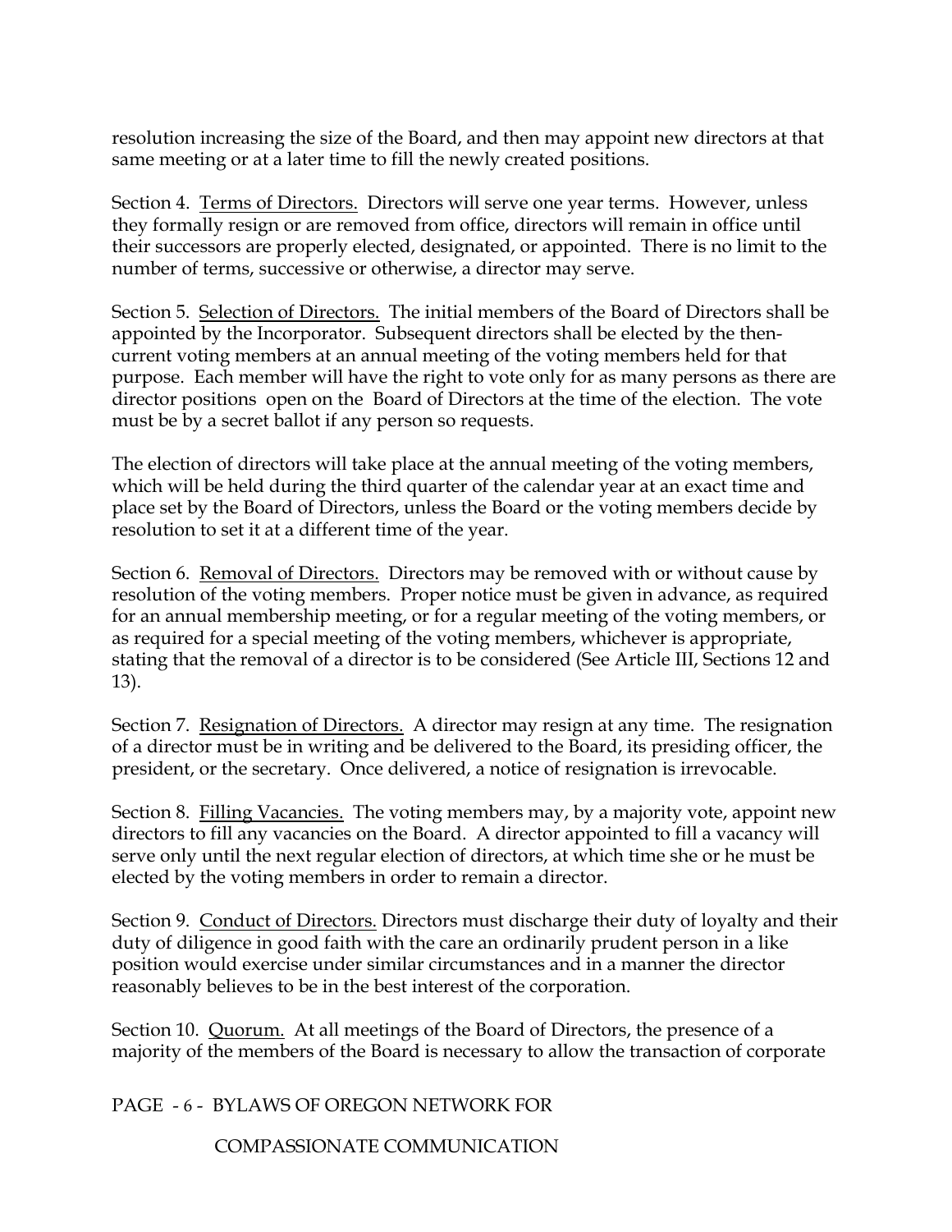resolution increasing the size of the Board, and then may appoint new directors at that same meeting or at a later time to fill the newly created positions.

Section 4. Terms of Directors. Directors will serve one year terms. However, unless they formally resign or are removed from office, directors will remain in office until their successors are properly elected, designated, or appointed. There is no limit to the number of terms, successive or otherwise, a director may serve.

Section 5. Selection of Directors. The initial members of the Board of Directors shall be appointed by the Incorporator. Subsequent directors shall be elected by the then-current voting members at an annual meeting of the voting members held for that purpose. Each member will have the right to vote only for as many persons as there are director positions open on the Board of Directors at the time of the election. The vote must be by a secret ballot if any person so requests.

The election of directors will take place at the annual meeting of the voting members, which will be held during the third quarter of the calendar year at an exact time and place set by the Board of Directors, unless the Board or the voting members decide by resolution to set it at a different time of the year.

Section 6. Removal of Directors. Directors may be removed with or without cause by resolution of the voting members. Proper notice must be given in advance, as required for an annual membership meeting, or for a regular meeting of the voting members, or as required for a special meeting of the voting members, whichever is appropriate, stating that the removal of a director is to be considered (See Article III, Sections 12 and 13).

Section 7. Resignation of Directors. A director may resign at any time. The resignation of a director must be in writing and be delivered to the Board, its presiding officer, the president, or the secretary. Once delivered, a notice of resignation is irrevocable.

Section 8. Filling Vacancies. The voting members may, by a majority vote, appoint new directors to fill any vacancies on the Board. A director appointed to fill a vacancy will serve only until the next regular election of directors, at which time she or he must be elected by the voting members in order to remain a director.

Section 9. Conduct of Directors. Directors must discharge their duty of loyalty and their duty of diligence in good faith with the care an ordinarily prudent person in a like position would exercise under similar circumstances and in a manner the director reasonably believes to be in the best interest of the corporation.

Section 10. Quorum. At all meetings of the Board of Directors, the presence of a majority of the members of the Board is necessary to allow the transaction of corporate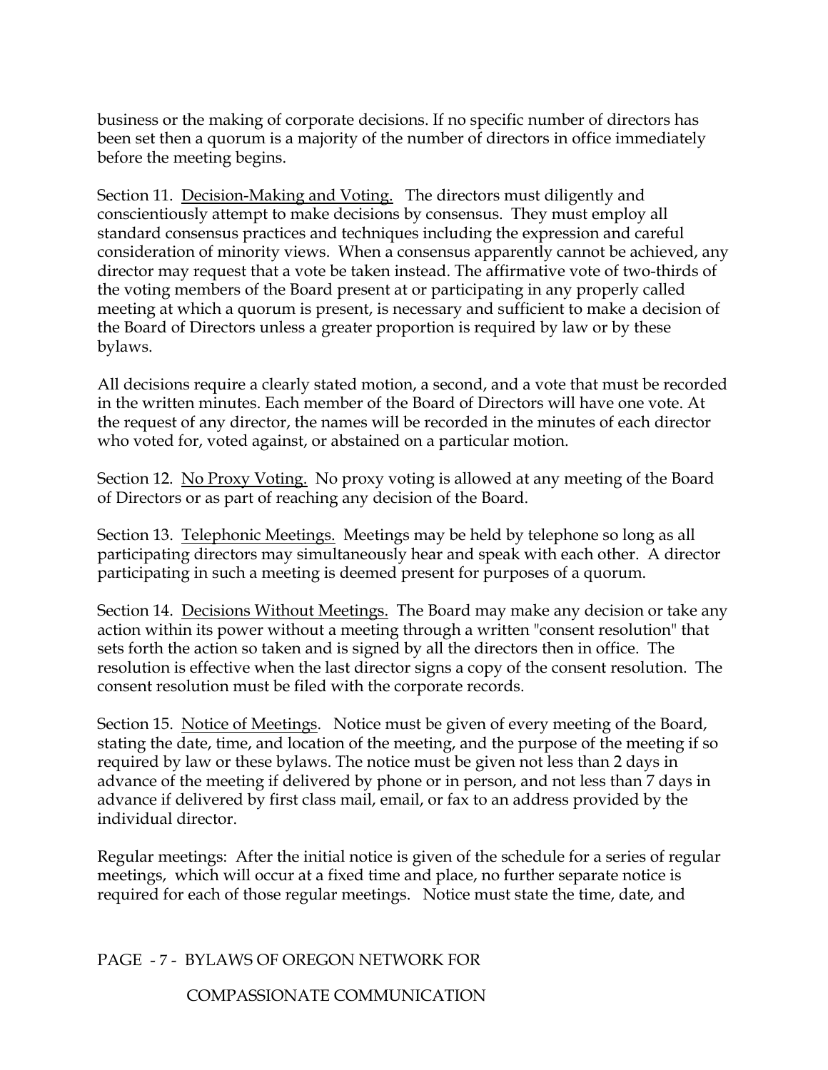business or the making of corporate decisions. If no specific number of directors has been set then a quorum is a majority of the number of directors in office immediately before the meeting begins.

Section 11. Decision-Making and Voting. The directors must diligently and conscientiously attempt to make decisions by consensus. They must employ all standard consensus practices and techniques including the expression and careful consideration of minority views. When a consensus apparently cannot be achieved, any director may request that a vote be taken instead. The affirmative vote of two-thirds of the voting members of the Board present at or participating in any properly called meeting at which a quorum is present, is necessary and sufficient to make a decision of the Board of Directors unless a greater proportion is required by law or by these bylaws.

All decisions require a clearly stated motion, a second, and a vote that must be recorded in the written minutes. Each member of the Board of Directors will have one vote. At the request of any director, the names will be recorded in the minutes of each director who voted for, voted against, or abstained on a particular motion.

Section 12. No Proxy Voting. No proxy voting is allowed at any meeting of the Board of Directors or as part of reaching any decision of the Board.

Section 13. Telephonic Meetings. Meetings may be held by telephone so long as all participating directors may simultaneously hear and speak with each other. A director participating in such a meeting is deemed present for purposes of a quorum.

Section 14. Decisions Without Meetings. The Board may make any decision or take any action within its power without a meeting through a written "consent resolution" that sets forth the action so taken and is signed by all the directors then in office. The resolution is effective when the last director signs a copy of the consent resolution. The consent resolution must be filed with the corporate records.

Section 15. Notice of Meetings. Notice must be given of every meeting of the Board, stating the date, time, and location of the meeting, and the purpose of the meeting if so required by law or these bylaws. The notice must be given not less than 2 days in advance of the meeting if delivered by phone or in person, and not less than 7 days in advance if delivered by first class mail, email, or fax to an address provided by the individual director.

Regular meetings: After the initial notice is given of the schedule for a series of regular meetings, which will occur at a fixed time and place, no further separate notice is required for each of those regular meetings. Notice must state the time, date, and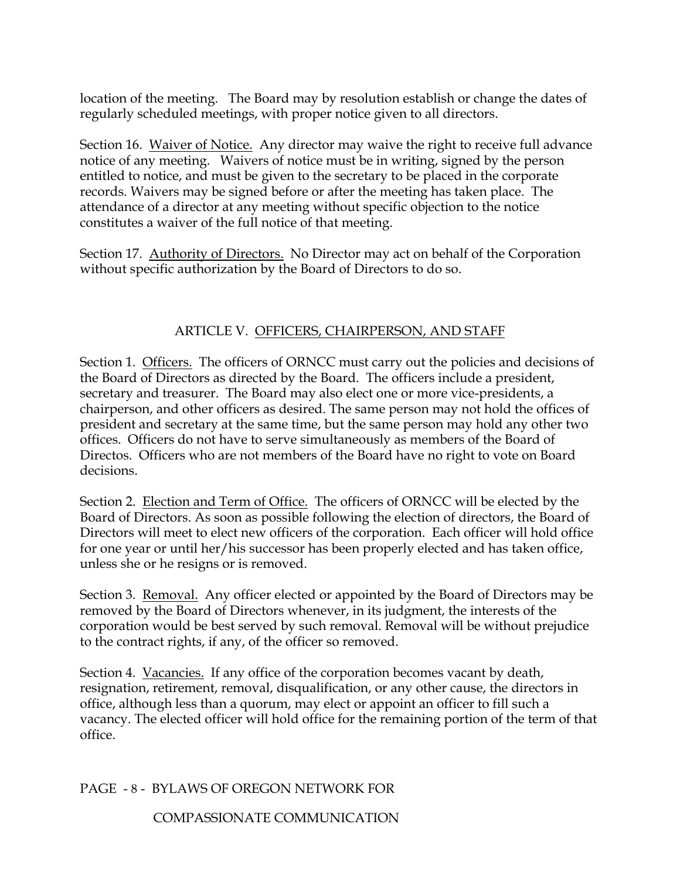location of the meeting. The Board may by resolution establish or change the dates of regularly scheduled meetings, with proper notice given to all directors.

Section 16. Waiver of Notice. Any director may waive the right to receive full advance notice of any meeting. Waivers of notice must be in writing, signed by the person entitled to notice, and must be given to the secretary to be placed in the corporate records. Waivers may be signed before or after the meeting has taken place. The attendance of a director at any meeting without specific objection to the notice constitutes a waiver of the full notice of that meeting.

Section 17. Authority of Directors. No Director may act on behalf of the Corporation without specific authorization by the Board of Directors to do so.

## ARTICLE V. OFFICERS, CHAIRPERSON, AND STAFF

Section 1. Officers. The officers of ORNCC must carry out the policies and decisions of the Board of Directors as directed by the Board. The officers include a president, secretary and treasurer. The Board may also elect one or more vice-presidents, a chairperson, and other officers as desired. The same person may not hold the offices of president and secretary at the same time, but the same person may hold any other two offices. Officers do not have to serve simultaneously as members of the Board of Directos. Officers who are not members of the Board have no right to vote on Board decisions.

Section 2. Election and Term of Office. The officers of ORNCC will be elected by the Board of Directors. As soon as possible following the election of directors, the Board of Directors will meet to elect new officers of the corporation. Each officer will hold office for one year or until her/his successor has been properly elected and has taken office, unless she or he resigns or is removed.

Section 3. Removal. Any officer elected or appointed by the Board of Directors may be removed by the Board of Directors whenever, in its judgment, the interests of the corporation would be best served by such removal. Removal will be without prejudice to the contract rights, if any, of the officer so removed.

Section 4. Vacancies. If any office of the corporation becomes vacant by death, resignation, retirement, removal, disqualification, or any other cause, the directors in office, although less than a quorum, may elect or appoint an officer to fill such a vacancy. The elected officer will hold office for the remaining portion of the term of that office.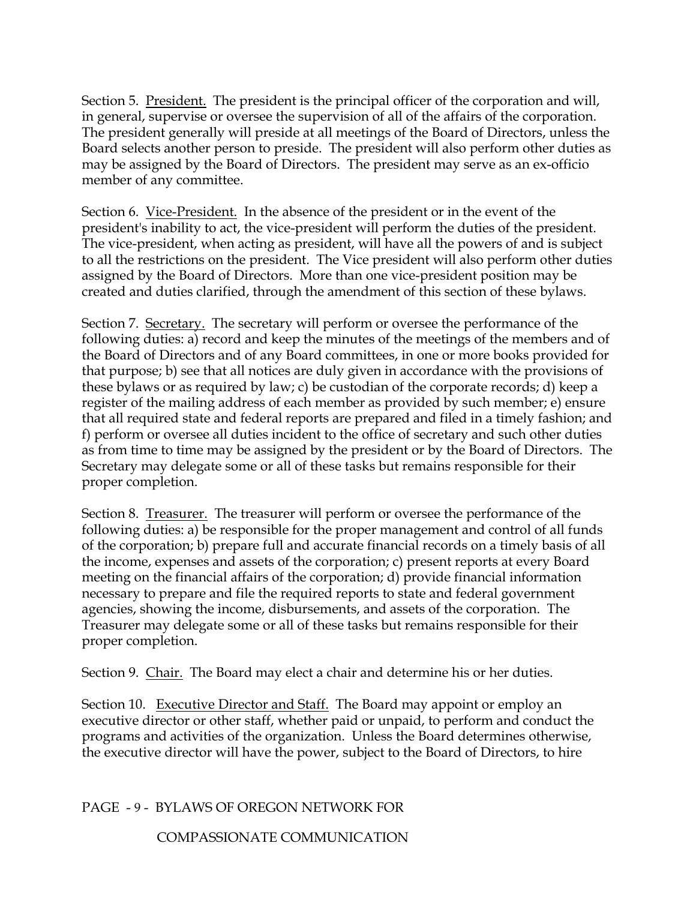Section 5. <u>President.</u> The president is the principal officer of the corporation and will, in general, supervise or oversee the supervision of all of the affairs of the corporation. The president generally will preside at all meetings of the Board of Directors, unless the Board selects another person to preside. The president will also perform other duties as may be assigned by the Board of Directors. The president may serve as an ex-officio member of any committee.

Section 6. <u>Vice-President.</u> In the absence of the president or in the event of the president's inability to act, the vice-president will perform the duties of the president. The vice-president, when acting as president, will have all the powers of and is subject to all the restrictions on the president. The Vice president will also perform other duties assigned by the Board of Directors. More than one vice-president position may be created and duties clarified, through the amendment of this section of these bylaws.

Section 7. <u>Secretary.</u> The secretary will perform or oversee the performance of the following duties: a) record and keep the minutes of the meetings of the members and of the Board of Directors and of any Board committees, in one or more books provided for that purpose; b) see that all notices are duly given in accordance with the provisions of these bylaws or as required by law; c) be custodian of the corporate records; d) keep a register of the mailing address of each member as provided by such member; e) ensure that all required state and federal reports are prepared and filed in a timely fashion; and f) perform or oversee all duties incident to the office of secretary and such other duties as from time to time may be assigned by the president or by the Board of Directors. The Secretary may delegate some or all of these tasks but remains responsible for their proper completion.

Section 8. <u>Treasurer.</u> The treasurer will perform or oversee the performance of the following duties: a) be responsible for the proper management and control of all funds of the corporation; b) prepare full and accurate financial records on a timely basis of all the income, expenses and assets of the corporation; c) present reports at every Board meeting on the financial affairs of the corporation; d) provide financial information necessary to prepare and file the required reports to state and federal government agencies, showing the income, disbursements, and assets of the corporation. The Treasurer may delegate some or all of these tasks but remains responsible for their proper completion.

Section 9. <u>Chair.</u> The Board may elect a chair and determine his or her duties.

Section 10. <u>Executive Director and Staff.</u> The Board may appoint or employ an executive director or other staff, whether paid or unpaid, to perform and conduct the programs and activities of the organization. Unless the Board determines otherwise, the executive director will have the power, subject to the Board of Directors, to hire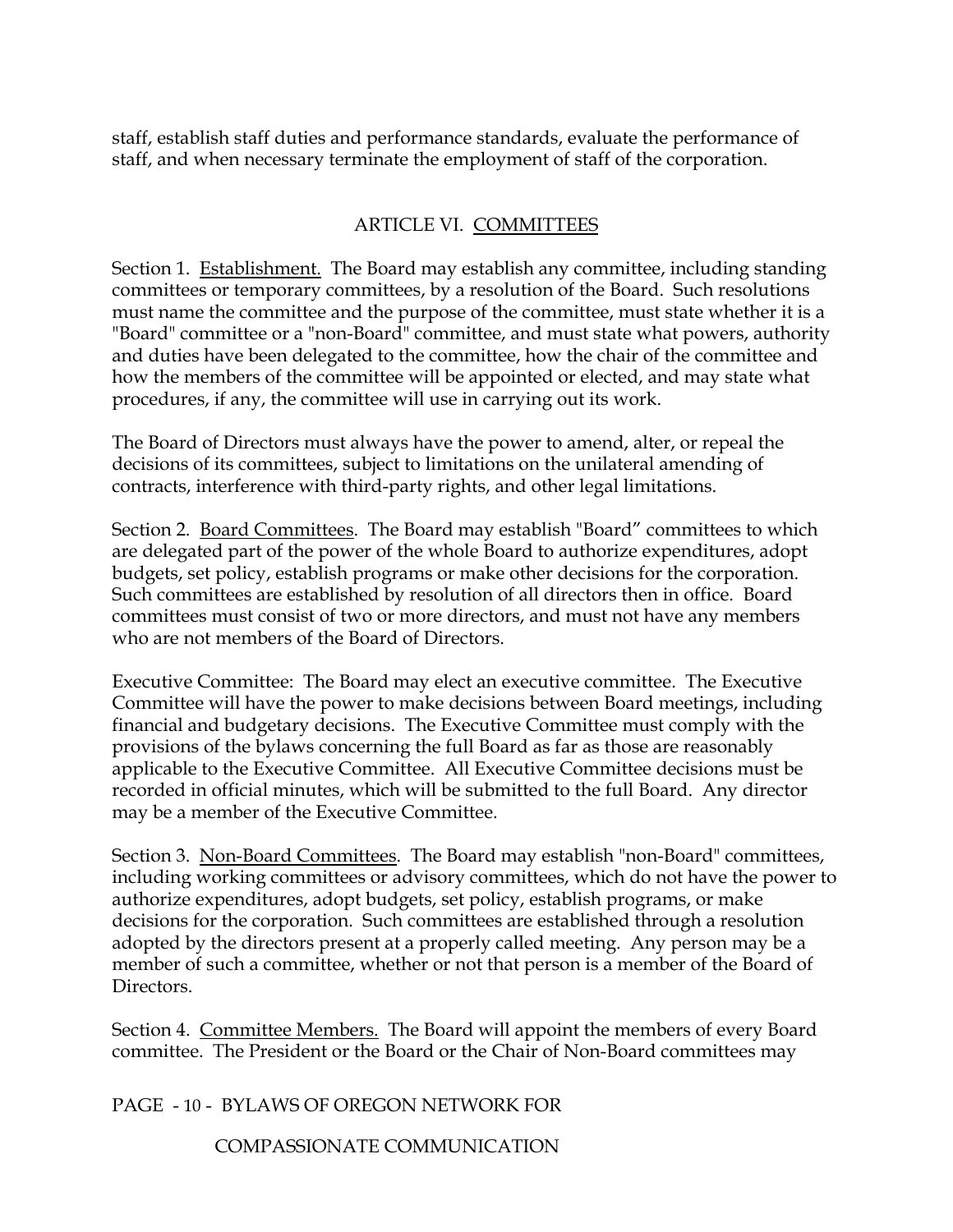staff, establish staff duties and performance standards, evaluate the performance of staff, and when necessary terminate the employment of staff of the corporation.

## ARTICLE VI. COMMITTEES

Section 1. Establishment. The Board may establish any committee, including standing committees or temporary committees, by a resolution of the Board. Such resolutions must name the committee and the purpose of the committee, must state whether it is a "Board" committee or a "non-Board" committee, and must state what powers, authority and duties have been delegated to the committee, how the chair of the committee and how the members of the committee will be appointed or elected, and may state what procedures, if any, the committee will use in carrying out its work.

The Board of Directors must always have the power to amend, alter, or repeal the decisions of its committees, subject to limitations on the unilateral amending of contracts, interference with third-party rights, and other legal limitations.

Section 2. Board Committees. The Board may establish "Board" committees to which are delegated part of the power of the whole Board to authorize expenditures, adopt budgets, set policy, establish programs or make other decisions for the corporation. Such committees are established by resolution of all directors then in office. Board committees must consist of two or more directors, and must not have any members who are not members of the Board of Directors.

Executive Committee: The Board may elect an executive committee. The Executive Committee will have the power to make decisions between Board meetings, including financial and budgetary decisions. The Executive Committee must comply with the provisions of the bylaws concerning the full Board as far as those are reasonably applicable to the Executive Committee. All Executive Committee decisions must be recorded in official minutes, which will be submitted to the full Board. Any director may be a member of the Executive Committee.

Section 3. Non-Board Committees. The Board may establish "non-Board" committees, including working committees or advisory committees, which do not have the power to authorize expenditures, adopt budgets, set policy, establish programs, or make decisions for the corporation. Such committees are established through a resolution adopted by the directors present at a properly called meeting. Any person may be a member of such a committee, whether or not that person is a member of the Board of Directors.

Section 4. Committee Members. The Board will appoint the members of every Board committee. The President or the Board or the Chair of Non-Board committees may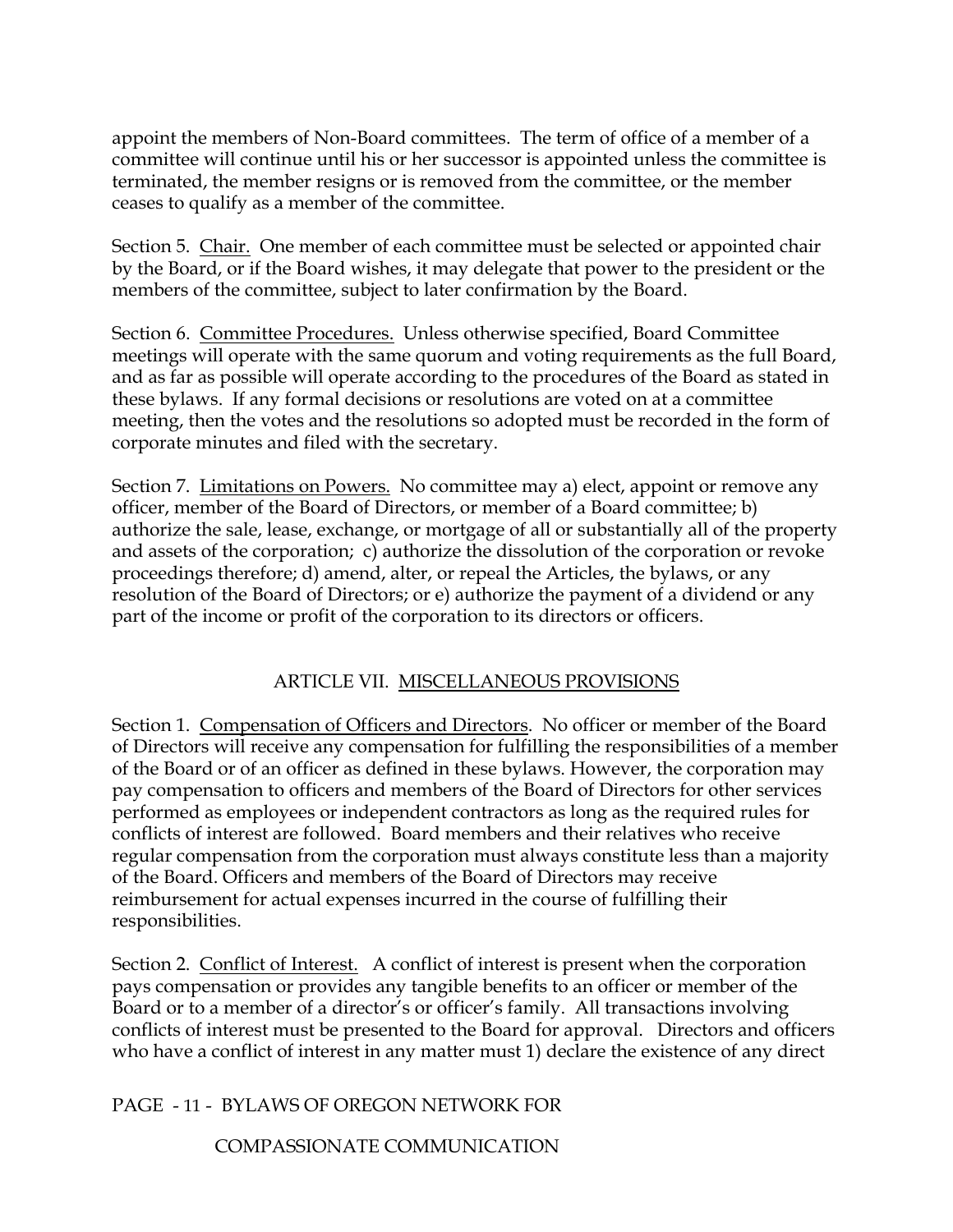appoint the members of Non-Board committees. The term of office of a member of a committee will continue until his or her successor is appointed unless the committee is terminated, the member resigns or is removed from the committee, or the member ceases to qualify as a member of the committee.

Section 5. Chair. One member of each committee must be selected or appointed chair by the Board, or if the Board wishes, it may delegate that power to the president or the members of the committee, subject to later confirmation by the Board.

Section 6. Committee Procedures. Unless otherwise specified, Board Committee meetings will operate with the same quorum and voting requirements as the full Board, and as far as possible will operate according to the procedures of the Board as stated in these bylaws. If any formal decisions or resolutions are voted on at a committee meeting, then the votes and the resolutions so adopted must be recorded in the form of corporate minutes and filed with the secretary.

Section 7. Limitations on Powers. No committee may a) elect, appoint or remove any officer, member of the Board of Directors, or member of a Board committee; b) authorize the sale, lease, exchange, or mortgage of all or substantially all of the property and assets of the corporation; c) authorize the dissolution of the corporation or revoke proceedings therefore; d) amend, alter, or repeal the Articles, the bylaws, or any resolution of the Board of Directors; or e) authorize the payment of a dividend or any part of the income or profit of the corporation to its directors or officers.

## ARTICLE VII. MISCELLANEOUS PROVISIONS

Section 1. Compensation of Officers and Directors. No officer or member of the Board of Directors will receive any compensation for fulfilling the responsibilities of a member of the Board or of an officer as defined in these bylaws. However, the corporation may pay compensation to officers and members of the Board of Directors for other services performed as employees or independent contractors as long as the required rules for conflicts of interest are followed. Board members and their relatives who receive regular compensation from the corporation must always constitute less than a majority of the Board. Officers and members of the Board of Directors may receive reimbursement for actual expenses incurred in the course of fulfilling their responsibilities.

Section 2. Conflict of Interest. A conflict of interest is present when the corporation pays compensation or provides any tangible benefits to an officer or member of the Board or to a member of a director's or officer's family. All transactions involving conflicts of interest must be presented to the Board for approval. Directors and officers who have a conflict of interest in any matter must 1) declare the existence of any direct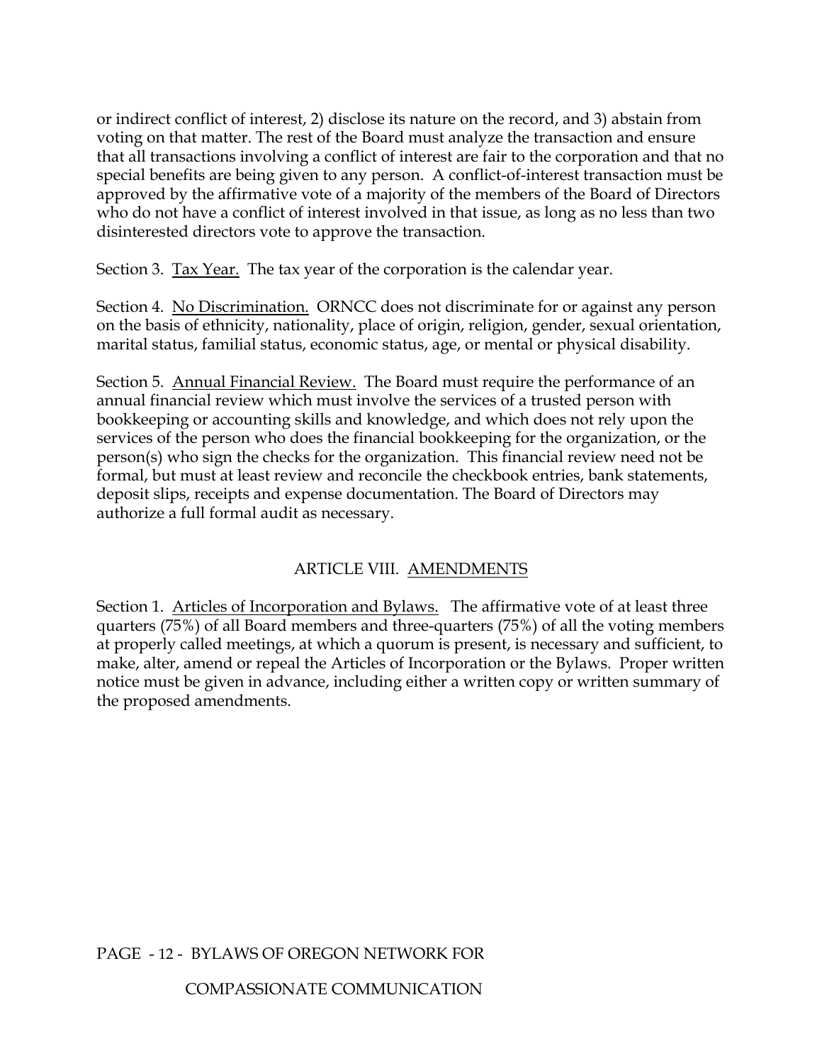or indirect conflict of interest, 2) disclose its nature on the record, and 3) abstain from voting on that matter. The rest of the Board must analyze the transaction and ensure that all transactions involving a conflict of interest are fair to the corporation and that no special benefits are being given to any person. A conflict-of-interest transaction must be approved by the affirmative vote of a majority of the members of the Board of Directors who do not have a conflict of interest involved in that issue, as long as no less than two disinterested directors vote to approve the transaction.

Section 3. Tax Year. The tax year of the corporation is the calendar year.

Section 4. No Discrimination. ORNCC does not discriminate for or against any person on the basis of ethnicity, nationality, place of origin, religion, gender, sexual orientation, marital status, familial status, economic status, age, or mental or physical disability.

Section 5. Annual Financial Review. The Board must require the performance of an annual financial review which must involve the services of a trusted person with bookkeeping or accounting skills and knowledge, and which does not rely upon the services of the person who does the financial bookkeeping for the organization, or the person(s) who sign the checks for the organization. This financial review need not be formal, but must at least review and reconcile the checkbook entries, bank statements, deposit slips, receipts and expense documentation. The Board of Directors may authorize a full formal audit as necessary.

## ARTICLE VIII. AMENDMENTS

Section 1. Articles of Incorporation and Bylaws. The affirmative vote of at least three quarters (75%) of all Board members and three-quarters (75%) of all the voting members at properly called meetings, at which a quorum is present, is necessary and sufficient, to make, alter, amend or repeal the Articles of Incorporation or the Bylaws. Proper written notice must be given in advance, including either a written copy or written summary of the proposed amendments.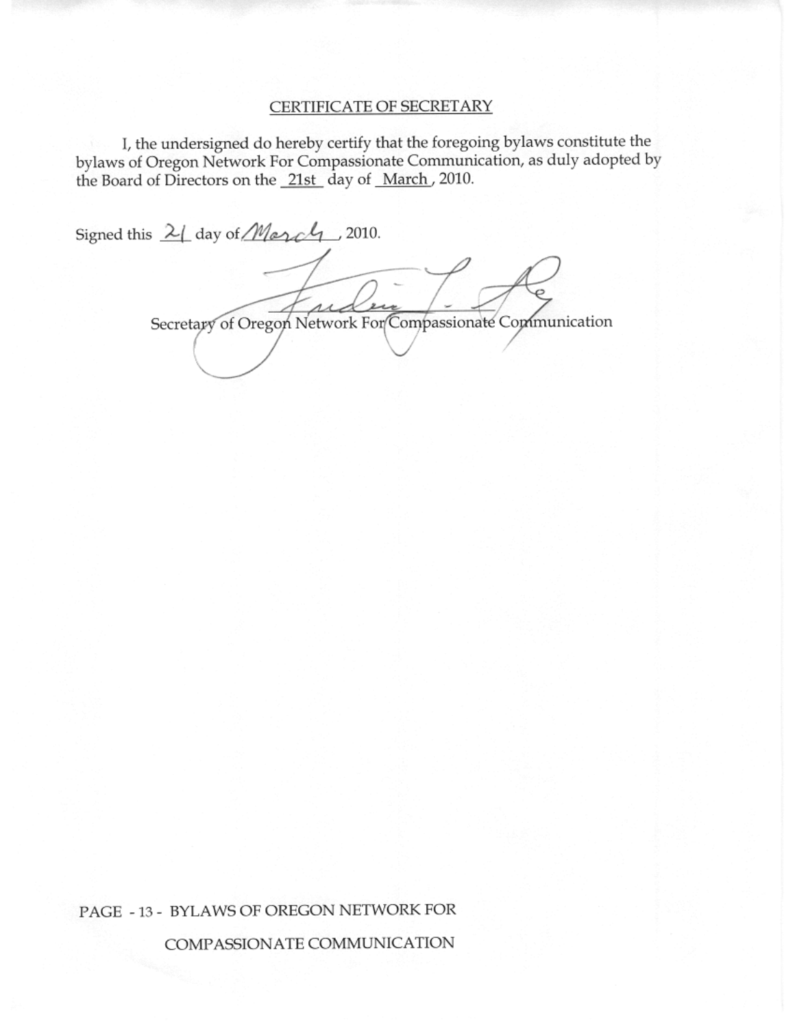## CERTIFICATE OF SECRETARY

I, the undersigned do hereby certify that the foregoing bylaws constitute the bylaws of Oregon Network For Compassionate Communication, as duly adopted by the Board of Directors on the 21st day of March, 2010.

Signed this 21 day of March, 2010.

Secretary of Oregon Network For Compassionate Communication